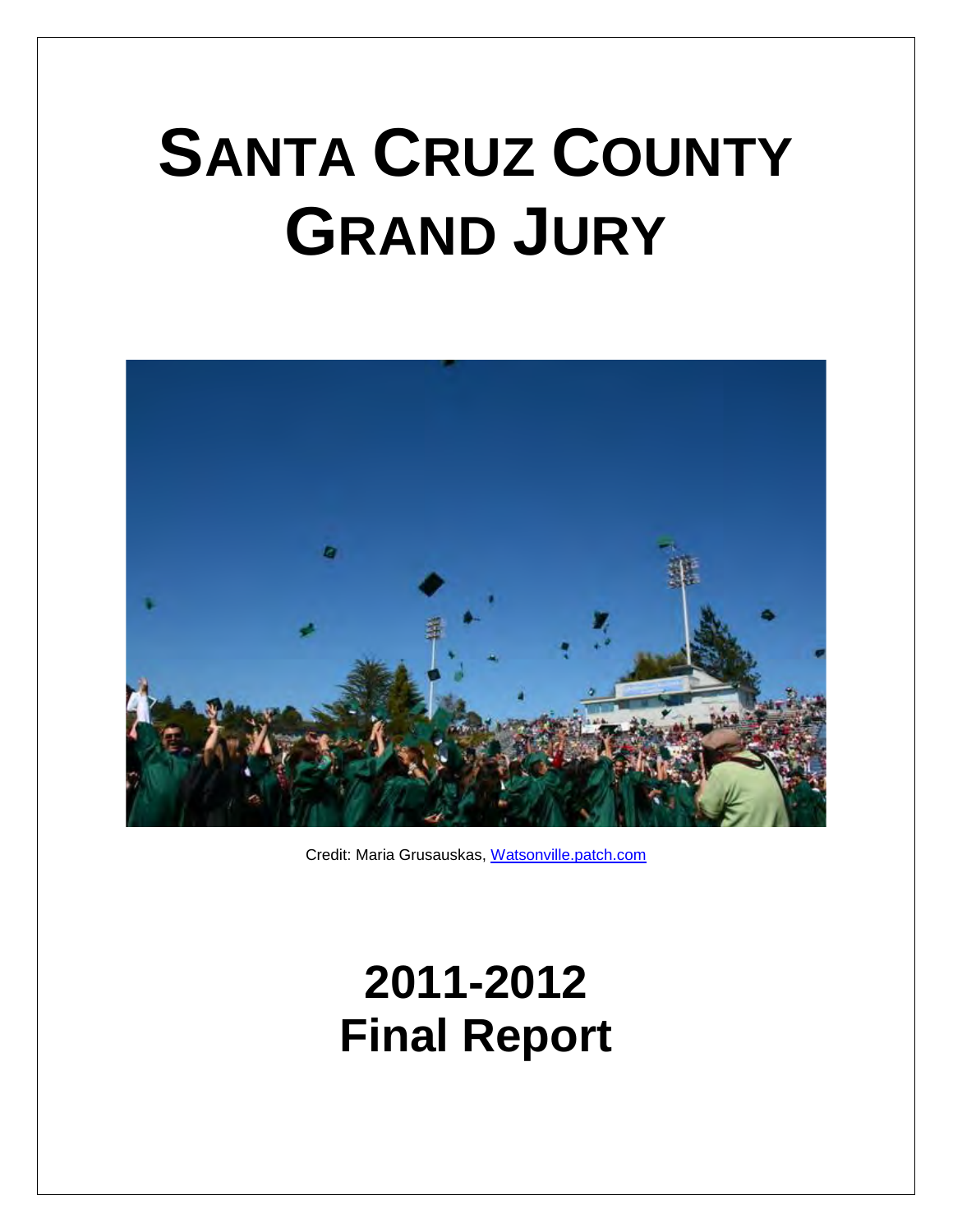# SANTA CRUZ COUNTY GRAND JURY

Credit: Maria Grusauskas, Watsonville.patch.com

# 2011-2012 Final Report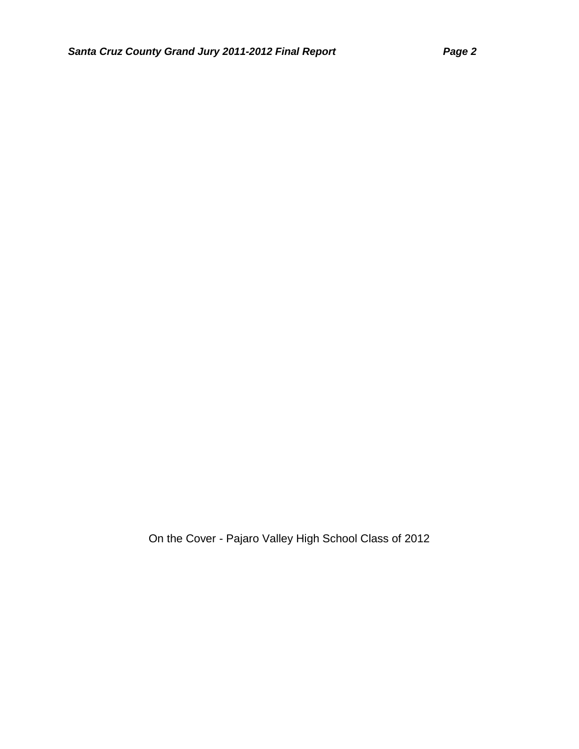On the Cover - Pajaro Valley High School Class of 2012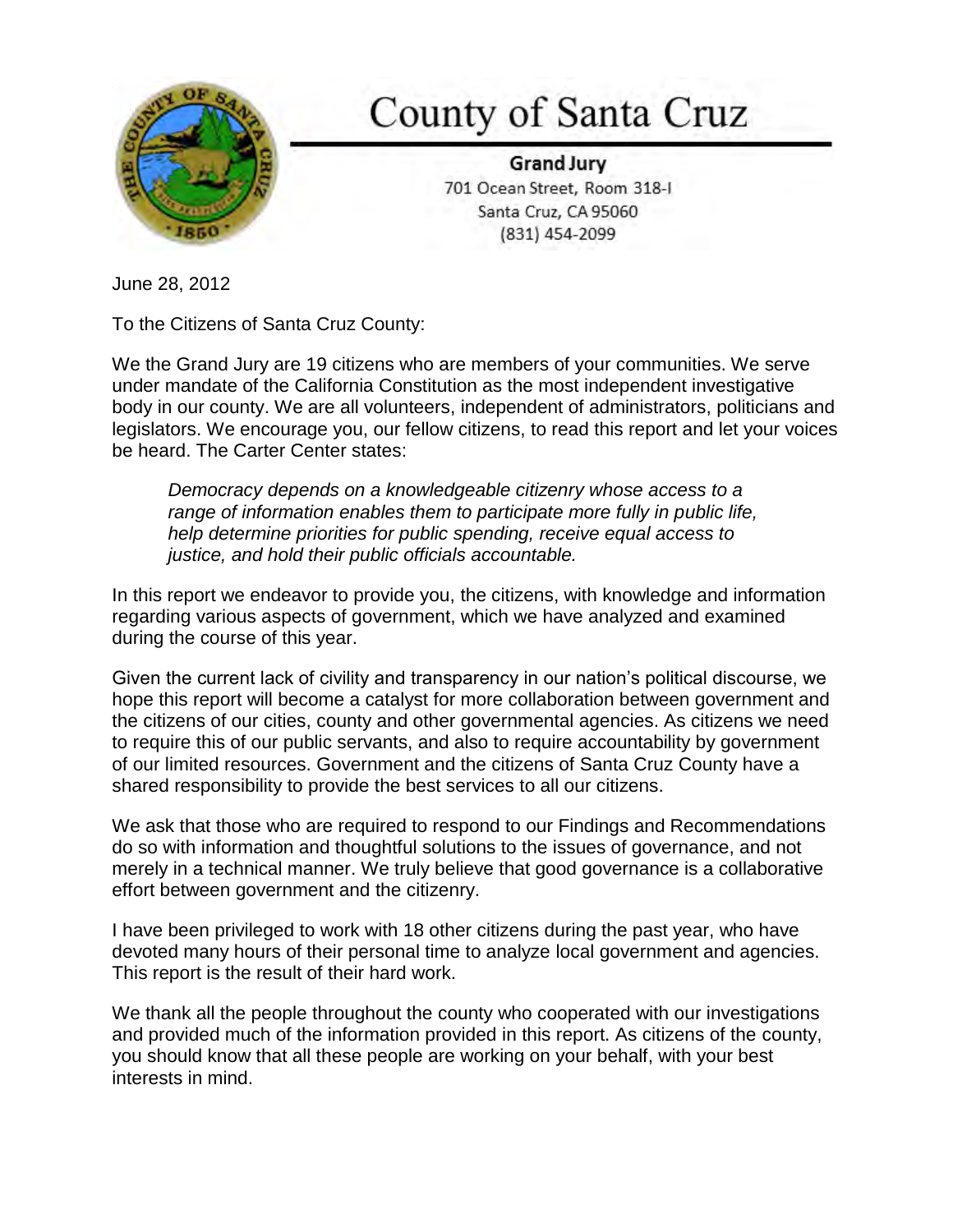# County of Santa Cruz

**Grand Jury**
701 Ocean Street, Room 318-I
Santa Cruz, CA 95060
(831) 454-2099

June 28, 2012

To the Citizens of Santa Cruz County:

We the Grand Jury are 19 citizens who are members of your communities. We serve under mandate of the California Constitution as the most independent investigative body in our county. We are all volunteers, independent of administrators, politicians and legislators. We encourage you, our fellow citizens, to read this report and let your voices be heard. The Carter Center states:

> *Democracy depends on a knowledgeable citizenry whose access to a range of information enables them to participate more fully in public life, help determine priorities for public spending, receive equal access to justice, and hold their public officials accountable.*

In this report we endeavor to provide you, the citizens, with knowledge and information regarding various aspects of government, which we have analyzed and examined during the course of this year.

Given the current lack of civility and transparency in our nation's political discourse, we hope this report will become a catalyst for more collaboration between government and the citizens of our cities, county and other governmental agencies. As citizens we need to require this of our public servants, and also to require accountability by government of our limited resources. Government and the citizens of Santa Cruz County have a shared responsibility to provide the best services to all our citizens.

We ask that those who are required to respond to our Findings and Recommendations do so with information and thoughtful solutions to the issues of governance, and not merely in a technical manner. We truly believe that good governance is a collaborative effort between government and the citizenry.

I have been privileged to work with 18 other citizens during the past year, who have devoted many hours of their personal time to analyze local government and agencies. This report is the result of their hard work.

We thank all the people throughout the county who cooperated with our investigations and provided much of the information provided in this report. As citizens of the county, you should know that all these people are working on your behalf, with your best interests in mind.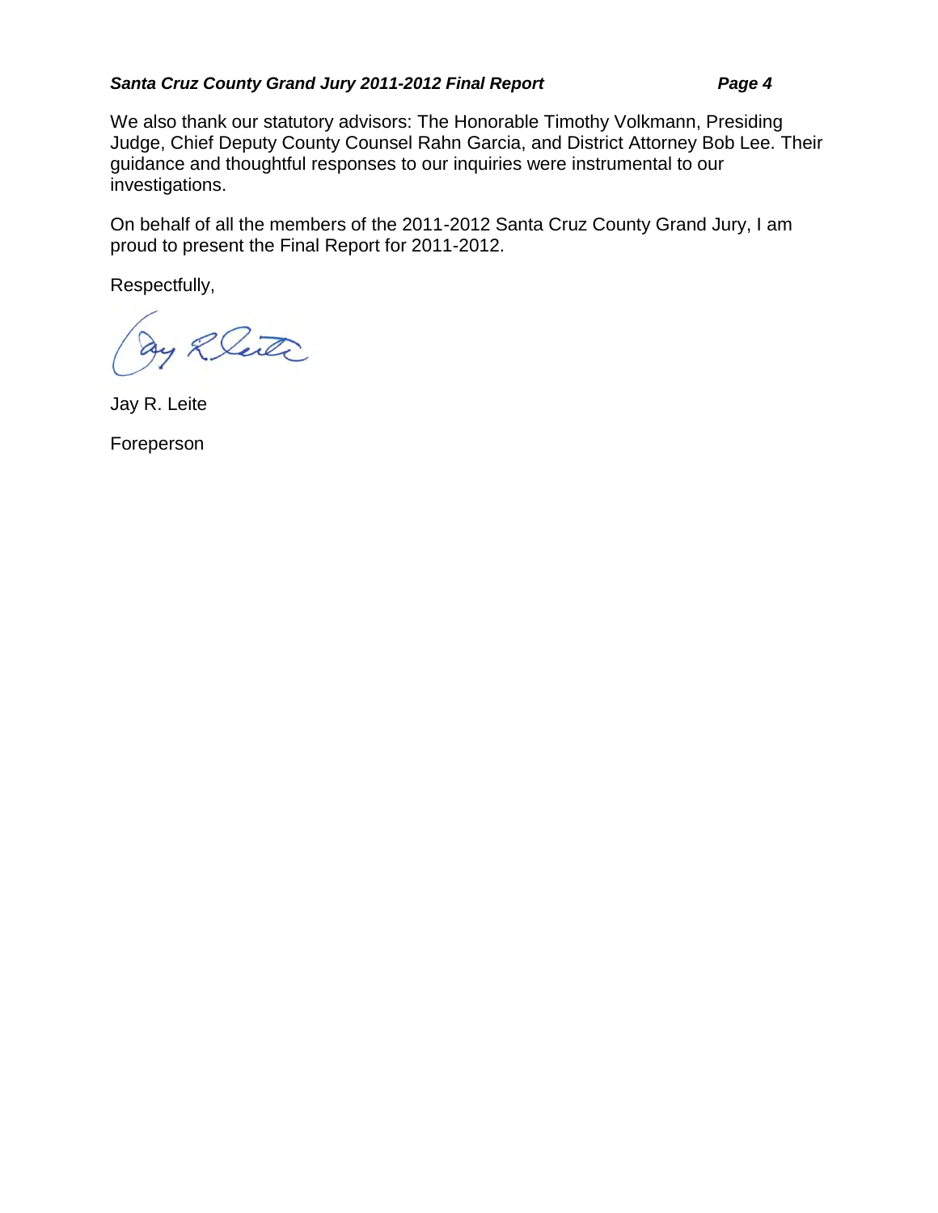We also thank our statutory advisors: The Honorable Timothy Volkmann, Presiding Judge, Chief Deputy County Counsel Rahn Garcia, and District Attorney Bob Lee. Their guidance and thoughtful responses to our inquiries were instrumental to our investigations.

On behalf of all the members of the 2011-2012 Santa Cruz County Grand Jury, I am proud to present the Final Report for 2011-2012.

Respectfully,

Jay R. Leite

Foreperson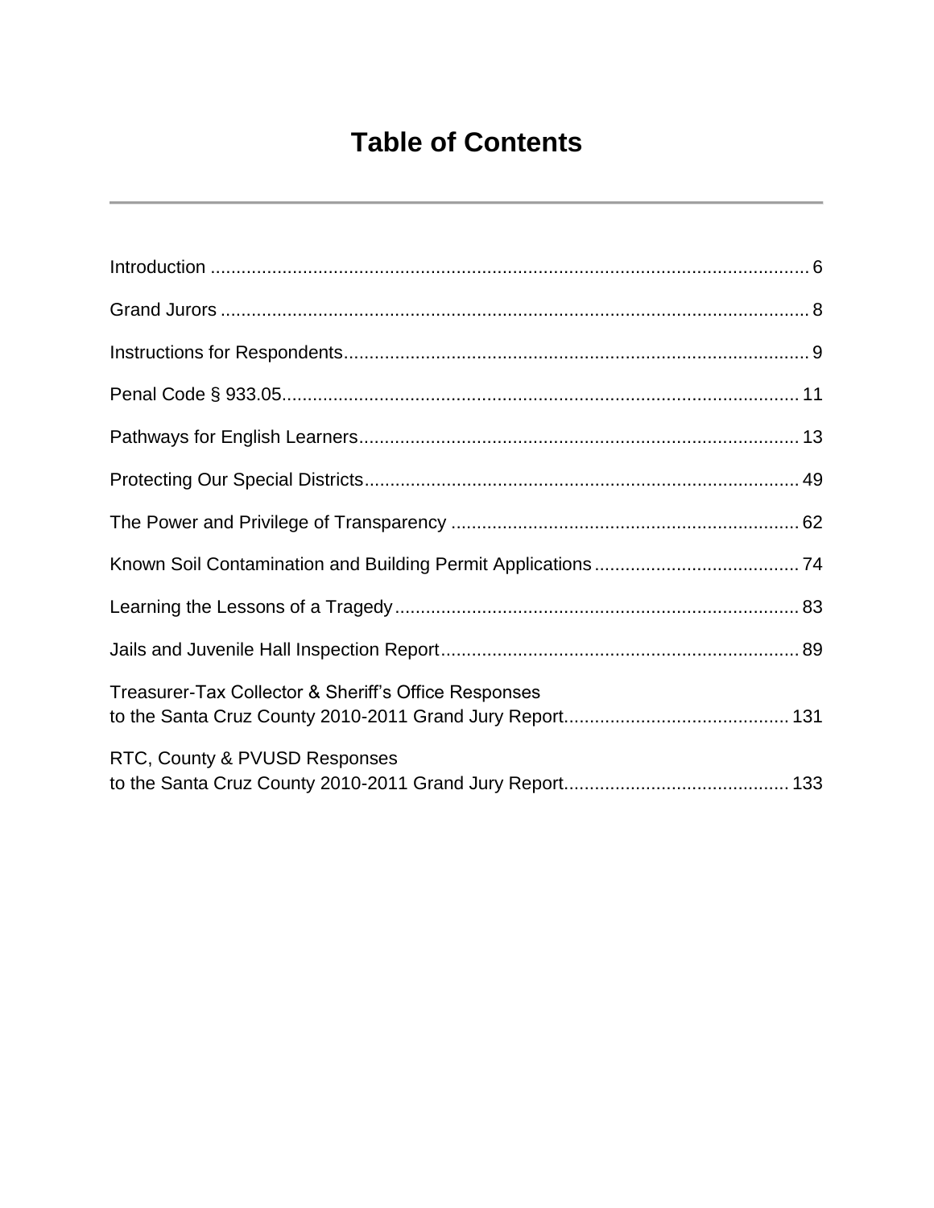# Table of Contents

Introduction ........................................................................................................ 6

Grand Jurors ........................................................................................................ 8

Instructions for Respondents ................................................................................ 9

Penal Code § 933.05 .......................................................................................... 11

Pathways for English Learners ........................................................................... 13

Protecting Our Special Districts .......................................................................... 49

The Power and Privilege of Transparency ........................................................... 62

Known Soil Contamination and Building Permit Applications ............................. 74

Learning the Lessons of a Tragedy ...................................................................... 83

Jails and Juvenile Hall Inspection Report ............................................................. 89

Treasurer-Tax Collector & Sheriff's Office Responses
to the Santa Cruz County 2010-2011 Grand Jury Report ..................................... 131

RTC, County & PVUSD Responses
to the Santa Cruz County 2010-2011 Grand Jury Report ..................................... 133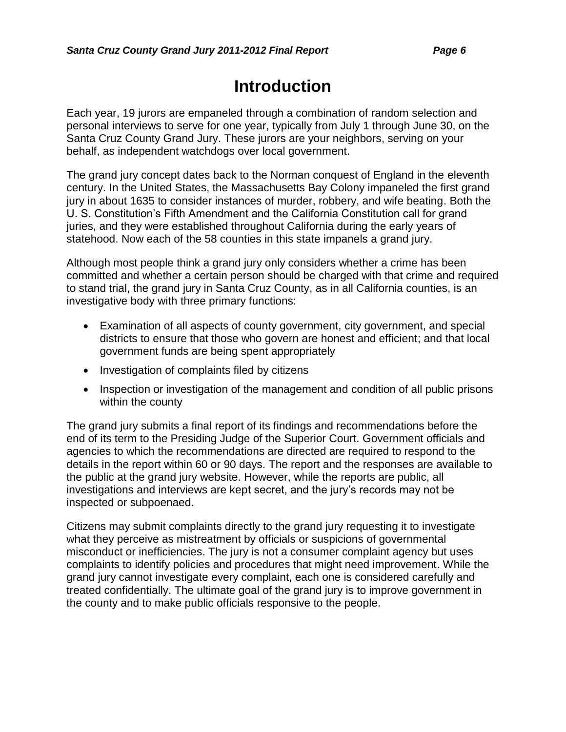# Introduction

Each year, 19 jurors are empaneled through a combination of random selection and personal interviews to serve for one year, typically from July 1 through June 30, on the Santa Cruz County Grand Jury. These jurors are your neighbors, serving on your behalf, as independent watchdogs over local government.

The grand jury concept dates back to the Norman conquest of England in the eleventh century. In the United States, the Massachusetts Bay Colony impaneled the first grand jury in about 1635 to consider instances of murder, robbery, and wife beating. Both the U. S. Constitution's Fifth Amendment and the California Constitution call for grand juries, and they were established throughout California during the early years of statehood. Now each of the 58 counties in this state impanels a grand jury.

Although most people think a grand jury only considers whether a crime has been committed and whether a certain person should be charged with that crime and required to stand trial, the grand jury in Santa Cruz County, as in all California counties, is an investigative body with three primary functions:

- Examination of all aspects of county government, city government, and special districts to ensure that those who govern are honest and efficient; and that local government funds are being spent appropriately
- Investigation of complaints filed by citizens
- Inspection or investigation of the management and condition of all public prisons within the county

The grand jury submits a final report of its findings and recommendations before the end of its term to the Presiding Judge of the Superior Court. Government officials and agencies to which the recommendations are directed are required to respond to the details in the report within 60 or 90 days. The report and the responses are available to the public at the grand jury website. However, while the reports are public, all investigations and interviews are kept secret, and the jury's records may not be inspected or subpoenaed.

Citizens may submit complaints directly to the grand jury requesting it to investigate what they perceive as mistreatment by officials or suspicions of governmental misconduct or inefficiencies. The jury is not a consumer complaint agency but uses complaints to identify policies and procedures that might need improvement. While the grand jury cannot investigate every complaint, each one is considered carefully and treated confidentially. The ultimate goal of the grand jury is to improve government in the county and to make public officials responsive to the people.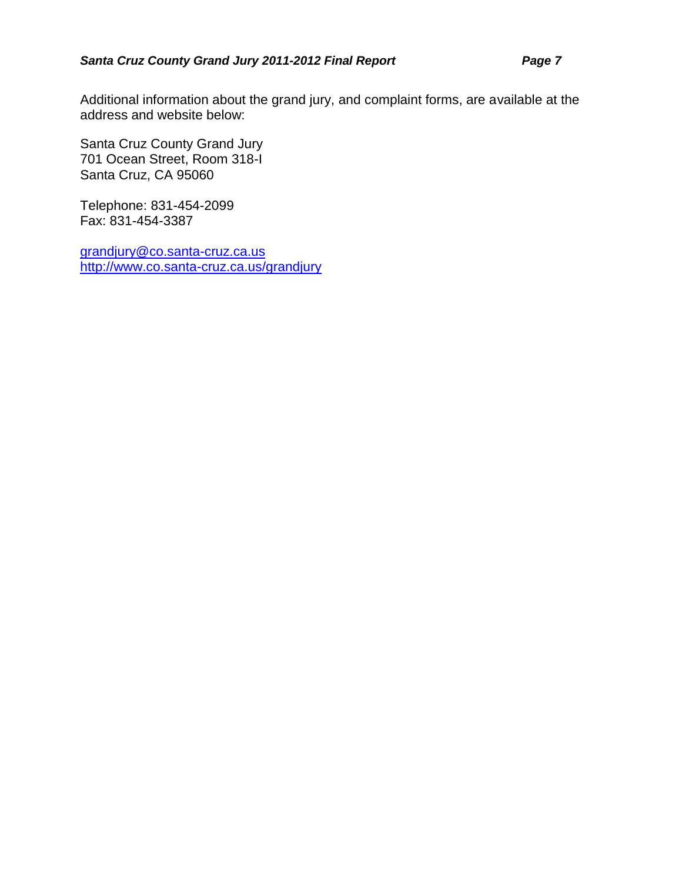Additional information about the grand jury, and complaint forms, are available at the address and website below:

Santa Cruz County Grand Jury
701 Ocean Street, Room 318-I
Santa Cruz, CA 95060

Telephone: 831-454-2099
Fax: 831-454-3387

grandjury@co.santa-cruz.ca.us
http://www.co.santa-cruz.ca.us/grandjury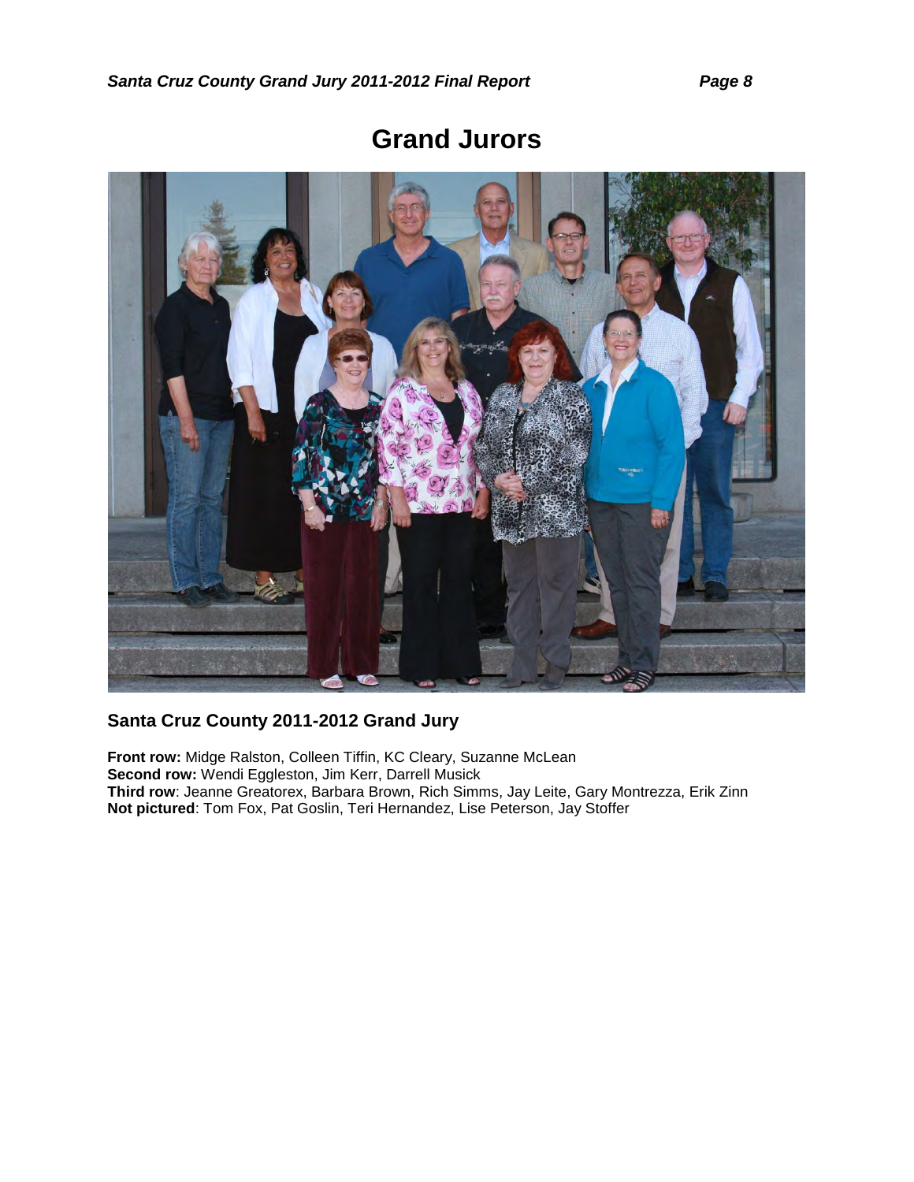# Grand Jurors

## Santa Cruz County 2011-2012 Grand Jury

**Front row:** Midge Ralston, Colleen Tiffin, KC Cleary, Suzanne McLean
**Second row:** Wendi Eggleston, Jim Kerr, Darrell Musick
**Third row**: Jeanne Greatorex, Barbara Brown, Rich Simms, Jay Leite, Gary Montrezza, Erik Zinn
**Not pictured**: Tom Fox, Pat Goslin, Teri Hernandez, Lise Peterson, Jay Stoffer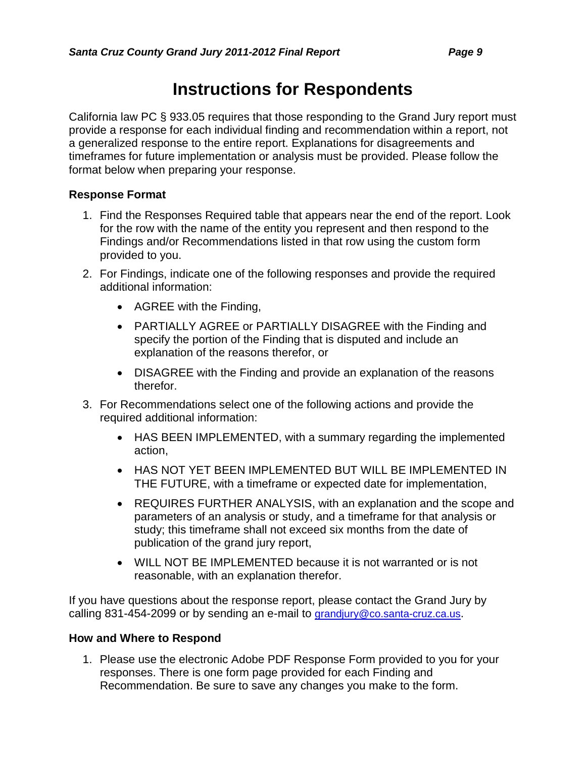# Instructions for Respondents

California law PC § 933.05 requires that those responding to the Grand Jury report must provide a response for each individual finding and recommendation within a report, not a generalized response to the entire report. Explanations for disagreements and timeframes for future implementation or analysis must be provided. Please follow the format below when preparing your response.

### Response Format

1. Find the Responses Required table that appears near the end of the report. Look for the row with the name of the entity you represent and then respond to the Findings and/or Recommendations listed in that row using the custom form provided to you.
2. For Findings, indicate one of the following responses and provide the required additional information:
   - AGREE with the Finding,
   - PARTIALLY AGREE or PARTIALLY DISAGREE with the Finding and specify the portion of the Finding that is disputed and include an explanation of the reasons therefor, or
   - DISAGREE with the Finding and provide an explanation of the reasons therefor.
3. For Recommendations select one of the following actions and provide the required additional information:
   - HAS BEEN IMPLEMENTED, with a summary regarding the implemented action,
   - HAS NOT YET BEEN IMPLEMENTED BUT WILL BE IMPLEMENTED IN THE FUTURE, with a timeframe or expected date for implementation,
   - REQUIRES FURTHER ANALYSIS, with an explanation and the scope and parameters of an analysis or study, and a timeframe for that analysis or study; this timeframe shall not exceed six months from the date of publication of the grand jury report,
   - WILL NOT BE IMPLEMENTED because it is not warranted or is not reasonable, with an explanation therefor.

If you have questions about the response report, please contact the Grand Jury by calling 831-454-2099 or by sending an e-mail to grandjury@co.santa-cruz.ca.us.

### How and Where to Respond

1. Please use the electronic Adobe PDF Response Form provided to you for your responses. There is one form page provided for each Finding and Recommendation. Be sure to save any changes you make to the form.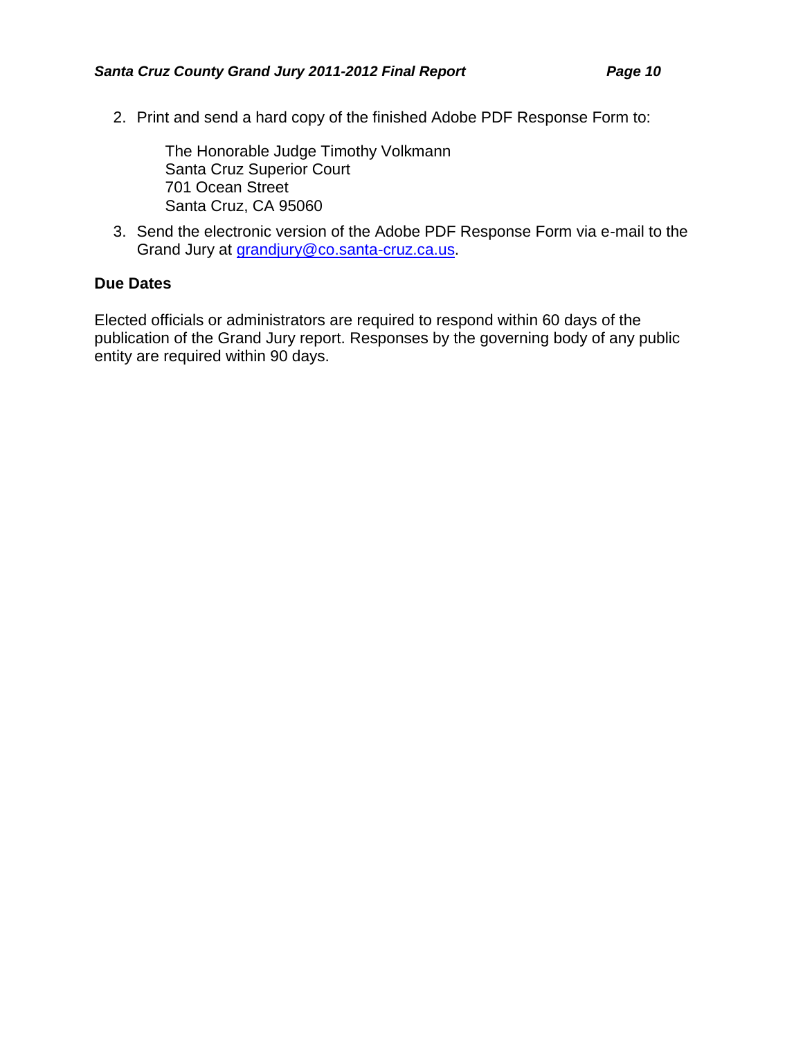2. Print and send a hard copy of the finished Adobe PDF Response Form to:

   The Honorable Judge Timothy Volkmann
   Santa Cruz Superior Court
   701 Ocean Street
   Santa Cruz, CA 95060

3. Send the electronic version of the Adobe PDF Response Form via e-mail to the Grand Jury at grandjury@co.santa-cruz.ca.us.

### Due Dates

Elected officials or administrators are required to respond within 60 days of the publication of the Grand Jury report. Responses by the governing body of any public entity are required within 90 days.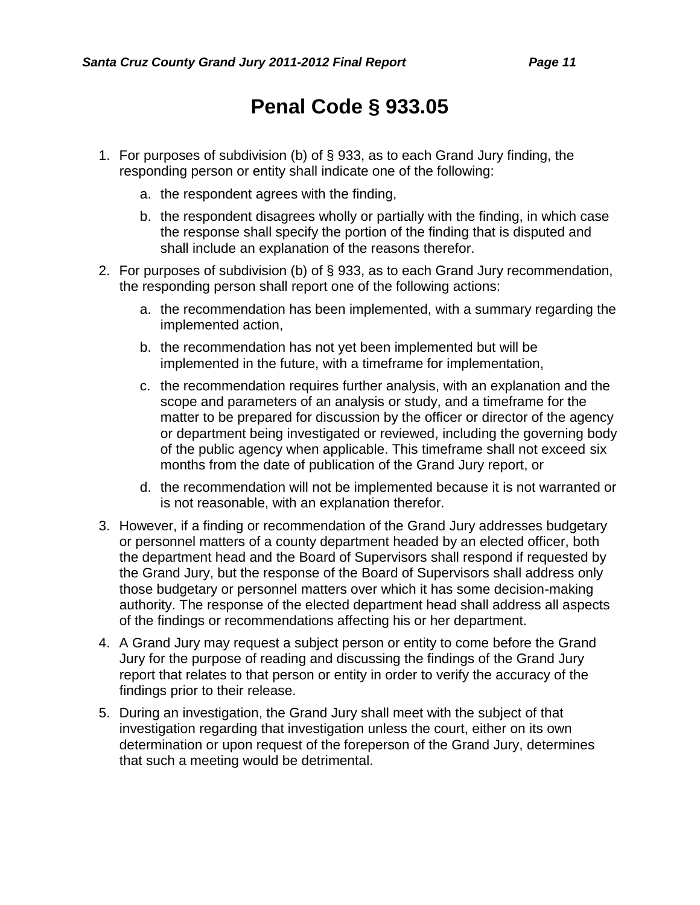# Penal Code § 933.05

1. For purposes of subdivision (b) of § 933, as to each Grand Jury finding, the responding person or entity shall indicate one of the following:
   a. the respondent agrees with the finding,
   b. the respondent disagrees wholly or partially with the finding, in which case the response shall specify the portion of the finding that is disputed and shall include an explanation of the reasons therefor.
2. For purposes of subdivision (b) of § 933, as to each Grand Jury recommendation, the responding person shall report one of the following actions:
   a. the recommendation has been implemented, with a summary regarding the implemented action,
   b. the recommendation has not yet been implemented but will be implemented in the future, with a timeframe for implementation,
   c. the recommendation requires further analysis, with an explanation and the scope and parameters of an analysis or study, and a timeframe for the matter to be prepared for discussion by the officer or director of the agency or department being investigated or reviewed, including the governing body of the public agency when applicable. This timeframe shall not exceed six months from the date of publication of the Grand Jury report, or
   d. the recommendation will not be implemented because it is not warranted or is not reasonable, with an explanation therefor.
3. However, if a finding or recommendation of the Grand Jury addresses budgetary or personnel matters of a county department headed by an elected officer, both the department head and the Board of Supervisors shall respond if requested by the Grand Jury, but the response of the Board of Supervisors shall address only those budgetary or personnel matters over which it has some decision-making authority. The response of the elected department head shall address all aspects of the findings or recommendations affecting his or her department.
4. A Grand Jury may request a subject person or entity to come before the Grand Jury for the purpose of reading and discussing the findings of the Grand Jury report that relates to that person or entity in order to verify the accuracy of the findings prior to their release.
5. During an investigation, the Grand Jury shall meet with the subject of that investigation regarding that investigation unless the court, either on its own determination or upon request of the foreperson of the Grand Jury, determines that such a meeting would be detrimental.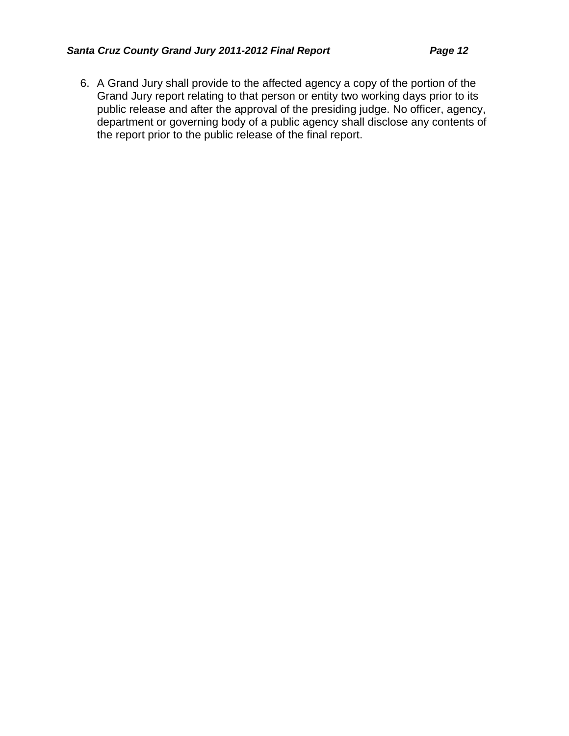6. A Grand Jury shall provide to the affected agency a copy of the portion of the Grand Jury report relating to that person or entity two working days prior to its public release and after the approval of the presiding judge. No officer, agency, department or governing body of a public agency shall disclose any contents of the report prior to the public release of the final report.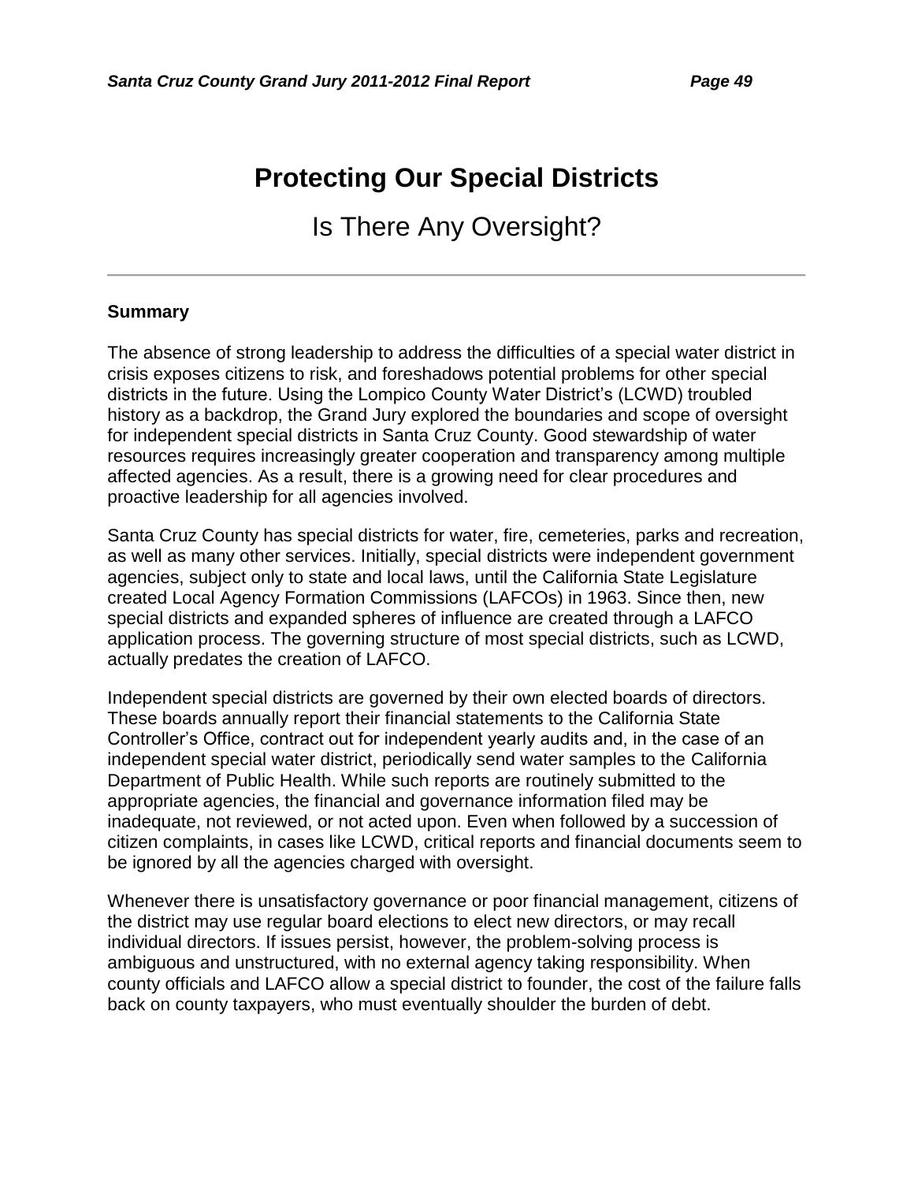# Protecting Our Special Districts

## Is There Any Oversight?

---

### Summary

The absence of strong leadership to address the difficulties of a special water district in crisis exposes citizens to risk, and foreshadows potential problems for other special districts in the future. Using the Lompico County Water District's (LCWD) troubled history as a backdrop, the Grand Jury explored the boundaries and scope of oversight for independent special districts in Santa Cruz County. Good stewardship of water resources requires increasingly greater cooperation and transparency among multiple affected agencies. As a result, there is a growing need for clear procedures and proactive leadership for all agencies involved.

Santa Cruz County has special districts for water, fire, cemeteries, parks and recreation, as well as many other services. Initially, special districts were independent government agencies, subject only to state and local laws, until the California State Legislature created Local Agency Formation Commissions (LAFCOs) in 1963. Since then, new special districts and expanded spheres of influence are created through a LAFCO application process. The governing structure of most special districts, such as LCWD, actually predates the creation of LAFCO.

Independent special districts are governed by their own elected boards of directors. These boards annually report their financial statements to the California State Controller's Office, contract out for independent yearly audits and, in the case of an independent special water district, periodically send water samples to the California Department of Public Health. While such reports are routinely submitted to the appropriate agencies, the financial and governance information filed may be inadequate, not reviewed, or not acted upon. Even when followed by a succession of citizen complaints, in cases like LCWD, critical reports and financial documents seem to be ignored by all the agencies charged with oversight.

Whenever there is unsatisfactory governance or poor financial management, citizens of the district may use regular board elections to elect new directors, or may recall individual directors. If issues persist, however, the problem-solving process is ambiguous and unstructured, with no external agency taking responsibility. When county officials and LAFCO allow a special district to founder, the cost of the failure falls back on county taxpayers, who must eventually shoulder the burden of debt.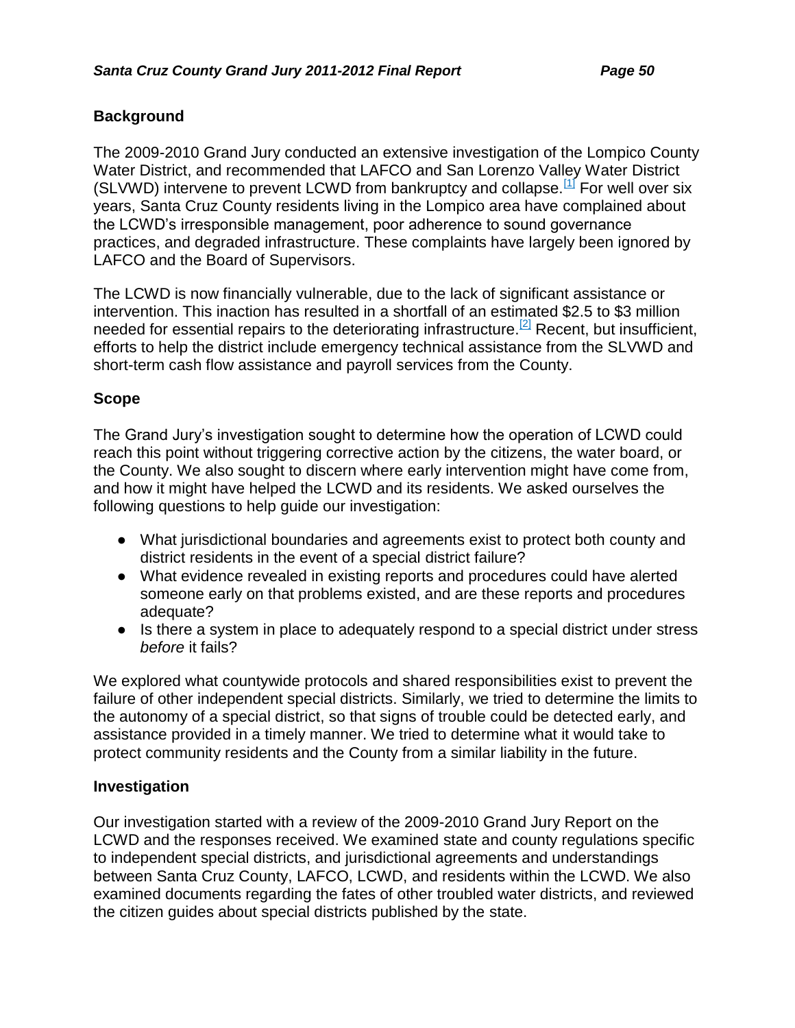## Background

The 2009-2010 Grand Jury conducted an extensive investigation of the Lompico County Water District, and recommended that LAFCO and San Lorenzo Valley Water District (SLVWD) intervene to prevent LCWD from bankruptcy and collapse.[1] For well over six years, Santa Cruz County residents living in the Lompico area have complained about the LCWD's irresponsible management, poor adherence to sound governance practices, and degraded infrastructure. These complaints have largely been ignored by LAFCO and the Board of Supervisors.

The LCWD is now financially vulnerable, due to the lack of significant assistance or intervention. This inaction has resulted in a shortfall of an estimated $2.5 to $3 million needed for essential repairs to the deteriorating infrastructure.[2] Recent, but insufficient, efforts to help the district include emergency technical assistance from the SLVWD and short-term cash flow assistance and payroll services from the County.

## Scope

The Grand Jury's investigation sought to determine how the operation of LCWD could reach this point without triggering corrective action by the citizens, the water board, or the County. We also sought to discern where early intervention might have come from, and how it might have helped the LCWD and its residents. We asked ourselves the following questions to help guide our investigation:

- What jurisdictional boundaries and agreements exist to protect both county and district residents in the event of a special district failure?
- What evidence revealed in existing reports and procedures could have alerted someone early on that problems existed, and are these reports and procedures adequate?
- Is there a system in place to adequately respond to a special district under stress *before* it fails?

We explored what countywide protocols and shared responsibilities exist to prevent the failure of other independent special districts. Similarly, we tried to determine the limits to the autonomy of a special district, so that signs of trouble could be detected early, and assistance provided in a timely manner. We tried to determine what it would take to protect community residents and the County from a similar liability in the future.

## Investigation

Our investigation started with a review of the 2009-2010 Grand Jury Report on the LCWD and the responses received. We examined state and county regulations specific to independent special districts, and jurisdictional agreements and understandings between Santa Cruz County, LAFCO, LCWD, and residents within the LCWD. We also examined documents regarding the fates of other troubled water districts, and reviewed the citizen guides about special districts published by the state.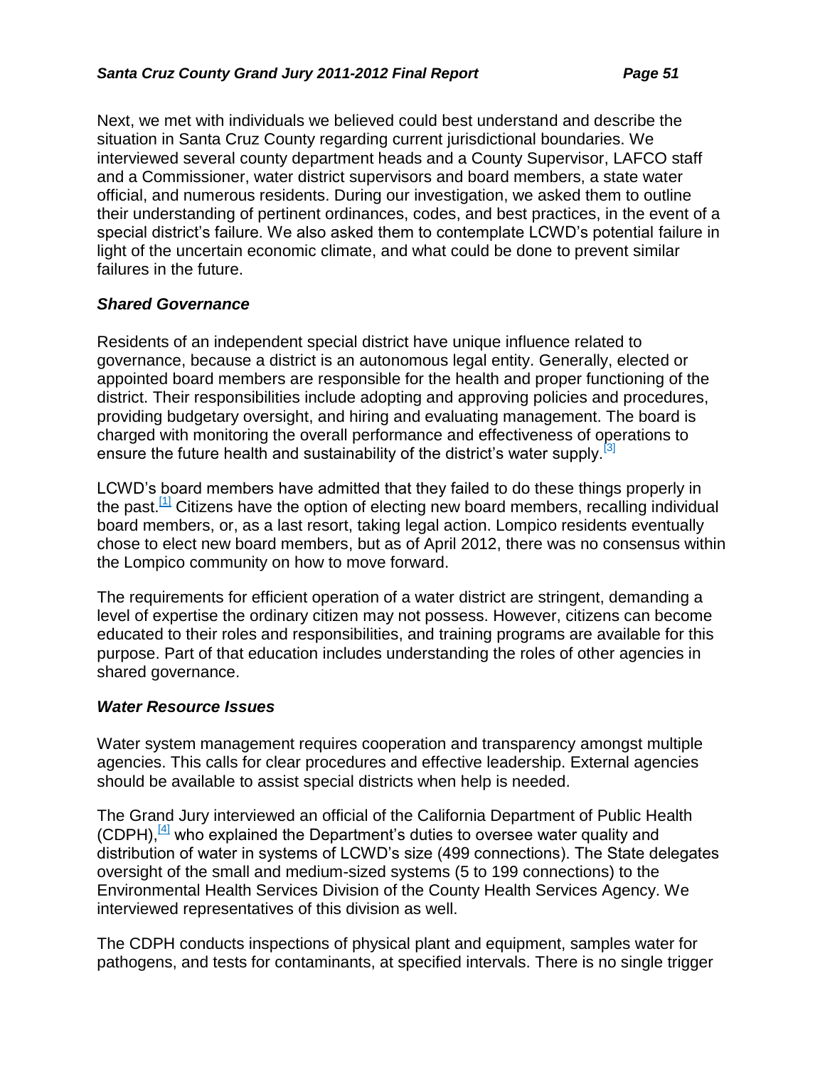Next, we met with individuals we believed could best understand and describe the situation in Santa Cruz County regarding current jurisdictional boundaries. We interviewed several county department heads and a County Supervisor, LAFCO staff and a Commissioner, water district supervisors and board members, a state water official, and numerous residents. During our investigation, we asked them to outline their understanding of pertinent ordinances, codes, and best practices, in the event of a special district's failure. We also asked them to contemplate LCWD's potential failure in light of the uncertain economic climate, and what could be done to prevent similar failures in the future.

### *Shared Governance*

Residents of an independent special district have unique influence related to governance, because a district is an autonomous legal entity. Generally, elected or appointed board members are responsible for the health and proper functioning of the district. Their responsibilities include adopting and approving policies and procedures, providing budgetary oversight, and hiring and evaluating management. The board is charged with monitoring the overall performance and effectiveness of operations to ensure the future health and sustainability of the district's water supply.[3]

LCWD's board members have admitted that they failed to do these things properly in the past.[1] Citizens have the option of electing new board members, recalling individual board members, or, as a last resort, taking legal action. Lompico residents eventually chose to elect new board members, but as of April 2012, there was no consensus within the Lompico community on how to move forward.

The requirements for efficient operation of a water district are stringent, demanding a level of expertise the ordinary citizen may not possess. However, citizens can become educated to their roles and responsibilities, and training programs are available for this purpose. Part of that education includes understanding the roles of other agencies in shared governance.

### *Water Resource Issues*

Water system management requires cooperation and transparency amongst multiple agencies. This calls for clear procedures and effective leadership. External agencies should be available to assist special districts when help is needed.

The Grand Jury interviewed an official of the California Department of Public Health (CDPH),[4] who explained the Department's duties to oversee water quality and distribution of water in systems of LCWD's size (499 connections). The State delegates oversight of the small and medium-sized systems (5 to 199 connections) to the Environmental Health Services Division of the County Health Services Agency. We interviewed representatives of this division as well.

The CDPH conducts inspections of physical plant and equipment, samples water for pathogens, and tests for contaminants, at specified intervals. There is no single trigger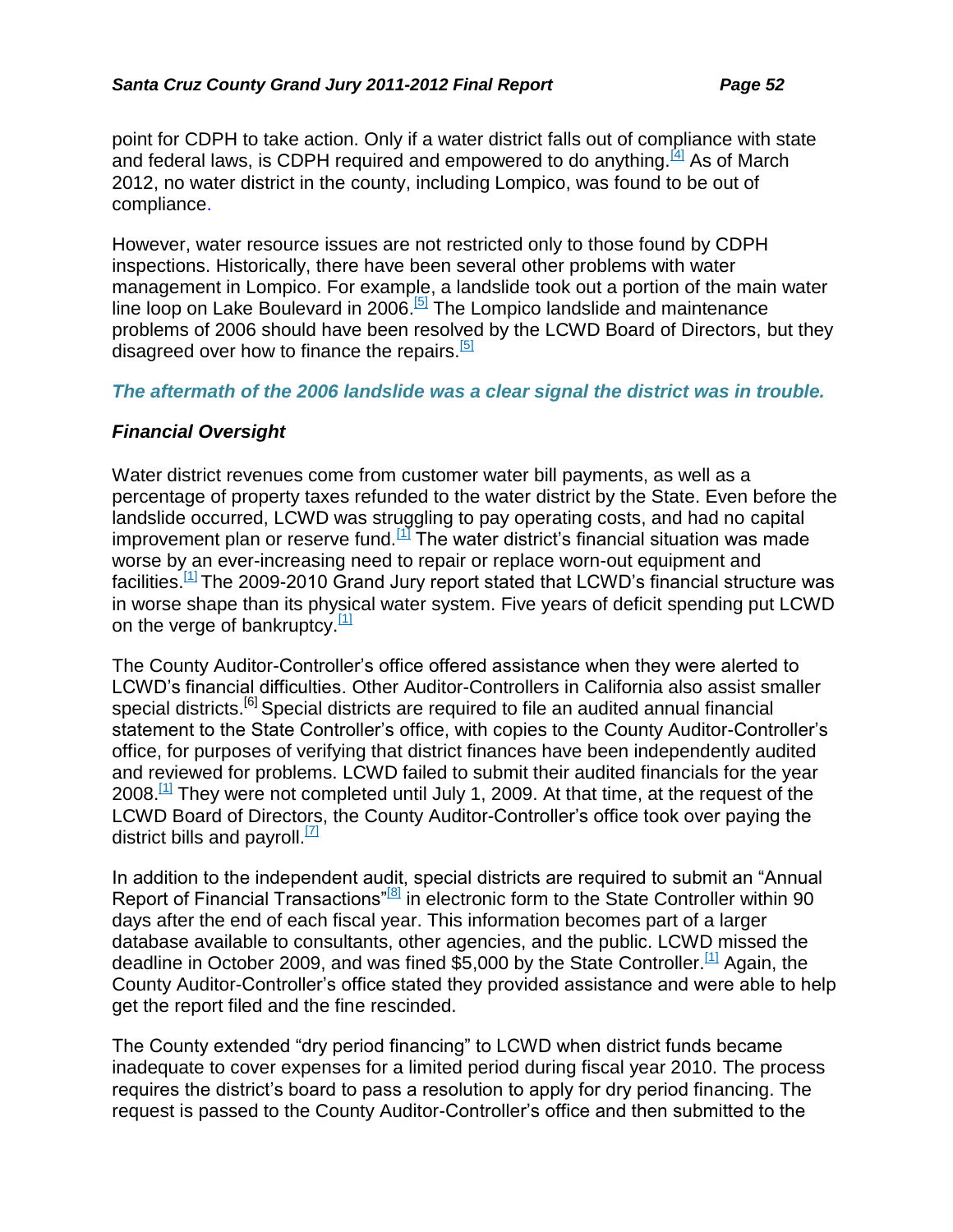point for CDPH to take action. Only if a water district falls out of compliance with state and federal laws, is CDPH required and empowered to do anything.[4] As of March 2012, no water district in the county, including Lompico, was found to be out of compliance.

However, water resource issues are not restricted only to those found by CDPH inspections. Historically, there have been several other problems with water management in Lompico. For example, a landslide took out a portion of the main water line loop on Lake Boulevard in 2006.[5] The Lompico landslide and maintenance problems of 2006 should have been resolved by the LCWD Board of Directors, but they disagreed over how to finance the repairs.[5]

***The aftermath of the 2006 landslide was a clear signal the district was in trouble.***

### *Financial Oversight*

Water district revenues come from customer water bill payments, as well as a percentage of property taxes refunded to the water district by the State. Even before the landslide occurred, LCWD was struggling to pay operating costs, and had no capital improvement plan or reserve fund.[1] The water district's financial situation was made worse by an ever-increasing need to repair or replace worn-out equipment and facilities.[1] The 2009-2010 Grand Jury report stated that LCWD's financial structure was in worse shape than its physical water system. Five years of deficit spending put LCWD on the verge of bankruptcy.[1]

The County Auditor-Controller's office offered assistance when they were alerted to LCWD's financial difficulties. Other Auditor-Controllers in California also assist smaller special districts.[6] Special districts are required to file an audited annual financial statement to the State Controller's office, with copies to the County Auditor-Controller's office, for purposes of verifying that district finances have been independently audited and reviewed for problems. LCWD failed to submit their audited financials for the year 2008.[1] They were not completed until July 1, 2009. At that time, at the request of the LCWD Board of Directors, the County Auditor-Controller's office took over paying the district bills and payroll.[7]

In addition to the independent audit, special districts are required to submit an "Annual Report of Financial Transactions"[8] in electronic form to the State Controller within 90 days after the end of each fiscal year. This information becomes part of a larger database available to consultants, other agencies, and the public. LCWD missed the deadline in October 2009, and was fined $5,000 by the State Controller.[1] Again, the County Auditor-Controller's office stated they provided assistance and were able to help get the report filed and the fine rescinded.

The County extended "dry period financing" to LCWD when district funds became inadequate to cover expenses for a limited period during fiscal year 2010. The process requires the district's board to pass a resolution to apply for dry period financing. The request is passed to the County Auditor-Controller's office and then submitted to the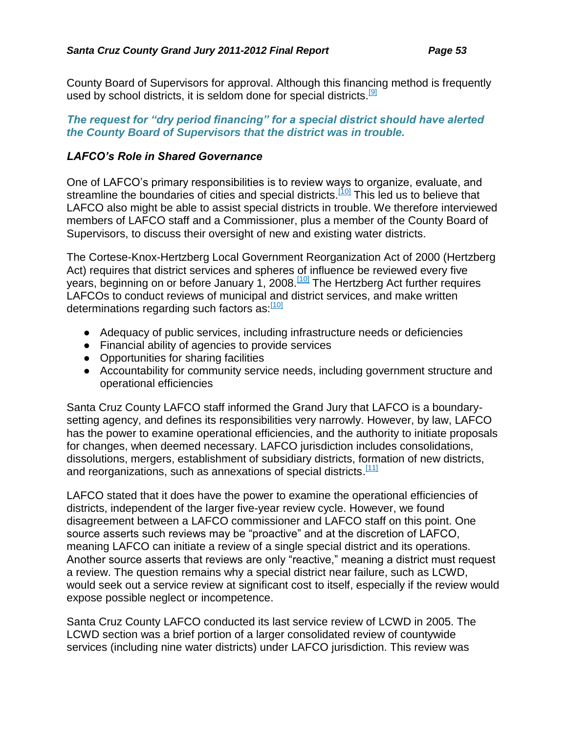County Board of Supervisors for approval. Although this financing method is frequently used by school districts, it is seldom done for special districts.[9]

***The request for "dry period financing" for a special district should have alerted the County Board of Supervisors that the district was in trouble.***

### *LAFCO's Role in Shared Governance*

One of LAFCO's primary responsibilities is to review ways to organize, evaluate, and streamline the boundaries of cities and special districts.[10] This led us to believe that LAFCO also might be able to assist special districts in trouble. We therefore interviewed members of LAFCO staff and a Commissioner, plus a member of the County Board of Supervisors, to discuss their oversight of new and existing water districts.

The Cortese-Knox-Hertzberg Local Government Reorganization Act of 2000 (Hertzberg Act) requires that district services and spheres of influence be reviewed every five years, beginning on or before January 1, 2008.[10] The Hertzberg Act further requires LAFCOs to conduct reviews of municipal and district services, and make written determinations regarding such factors as:[10]

- Adequacy of public services, including infrastructure needs or deficiencies
- Financial ability of agencies to provide services
- Opportunities for sharing facilities
- Accountability for community service needs, including government structure and operational efficiencies

Santa Cruz County LAFCO staff informed the Grand Jury that LAFCO is a boundary-setting agency, and defines its responsibilities very narrowly. However, by law, LAFCO has the power to examine operational efficiencies, and the authority to initiate proposals for changes, when deemed necessary. LAFCO jurisdiction includes consolidations, dissolutions, mergers, establishment of subsidiary districts, formation of new districts, and reorganizations, such as annexations of special districts.[11]

LAFCO stated that it does have the power to examine the operational efficiencies of districts, independent of the larger five-year review cycle. However, we found disagreement between a LAFCO commissioner and LAFCO staff on this point. One source asserts such reviews may be "proactive" and at the discretion of LAFCO, meaning LAFCO can initiate a review of a single special district and its operations. Another source asserts that reviews are only "reactive," meaning a district must request a review. The question remains why a special district near failure, such as LCWD, would seek out a service review at significant cost to itself, especially if the review would expose possible neglect or incompetence.

Santa Cruz County LAFCO conducted its last service review of LCWD in 2005. The LCWD section was a brief portion of a larger consolidated review of countywide services (including nine water districts) under LAFCO jurisdiction. This review was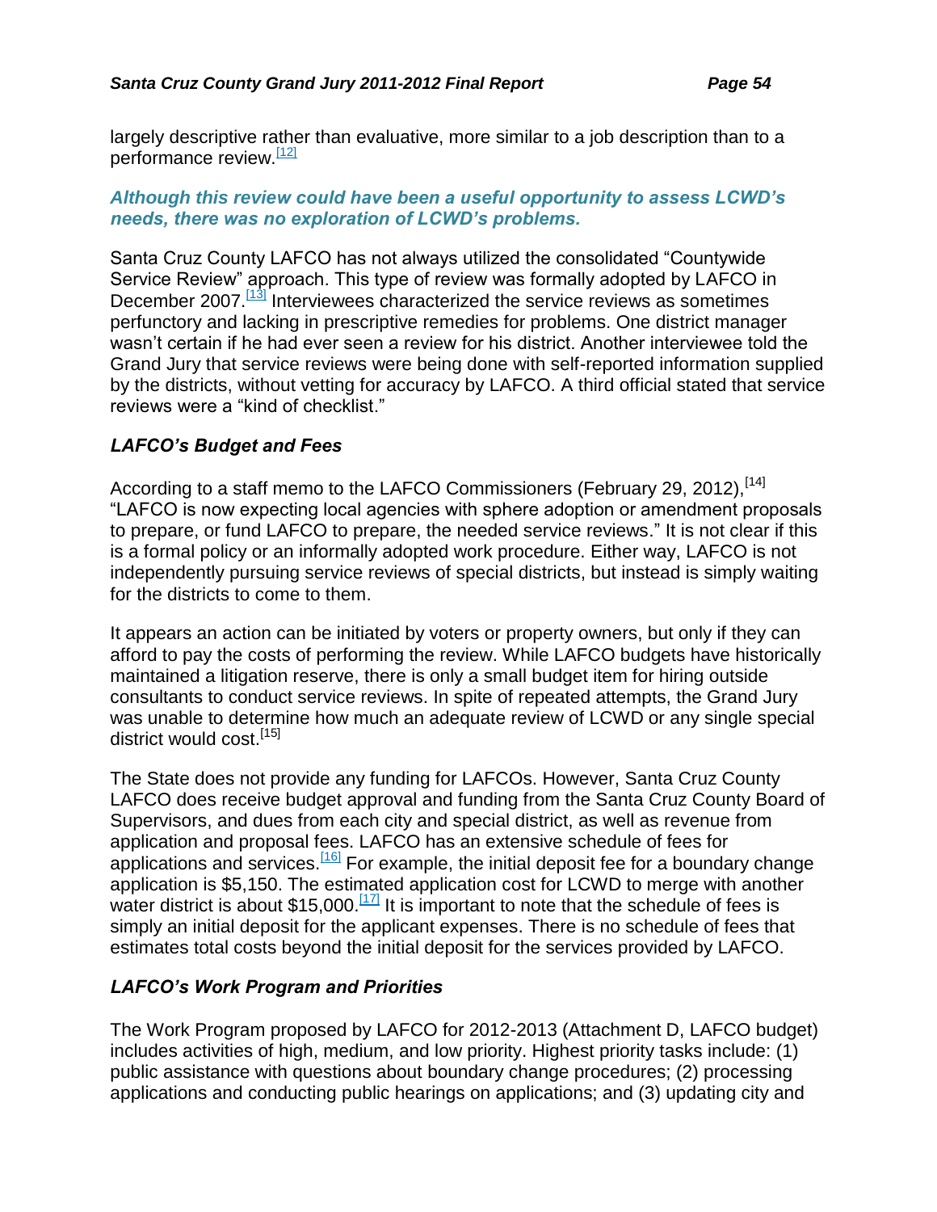largely descriptive rather than evaluative, more similar to a job description than to a performance review.[12]

***Although this review could have been a useful opportunity to assess LCWD's needs, there was no exploration of LCWD's problems.***

Santa Cruz County LAFCO has not always utilized the consolidated "Countywide Service Review" approach. This type of review was formally adopted by LAFCO in December 2007.[13] Interviewees characterized the service reviews as sometimes perfunctory and lacking in prescriptive remedies for problems. One district manager wasn't certain if he had ever seen a review for his district. Another interviewee told the Grand Jury that service reviews were being done with self-reported information supplied by the districts, without vetting for accuracy by LAFCO. A third official stated that service reviews were a "kind of checklist."

### *LAFCO's Budget and Fees*

According to a staff memo to the LAFCO Commissioners (February 29, 2012),[14] "LAFCO is now expecting local agencies with sphere adoption or amendment proposals to prepare, or fund LAFCO to prepare, the needed service reviews." It is not clear if this is a formal policy or an informally adopted work procedure. Either way, LAFCO is not independently pursuing service reviews of special districts, but instead is simply waiting for the districts to come to them.

It appears an action can be initiated by voters or property owners, but only if they can afford to pay the costs of performing the review. While LAFCO budgets have historically maintained a litigation reserve, there is only a small budget item for hiring outside consultants to conduct service reviews. In spite of repeated attempts, the Grand Jury was unable to determine how much an adequate review of LCWD or any single special district would cost.[15]

The State does not provide any funding for LAFCOs. However, Santa Cruz County LAFCO does receive budget approval and funding from the Santa Cruz County Board of Supervisors, and dues from each city and special district, as well as revenue from application and proposal fees. LAFCO has an extensive schedule of fees for applications and services.[16] For example, the initial deposit fee for a boundary change application is $5,150. The estimated application cost for LCWD to merge with another water district is about $15,000.[17] It is important to note that the schedule of fees is simply an initial deposit for the applicant expenses. There is no schedule of fees that estimates total costs beyond the initial deposit for the services provided by LAFCO.

### *LAFCO's Work Program and Priorities*

The Work Program proposed by LAFCO for 2012-2013 (Attachment D, LAFCO budget) includes activities of high, medium, and low priority. Highest priority tasks include: (1) public assistance with questions about boundary change procedures; (2) processing applications and conducting public hearings on applications; and (3) updating city and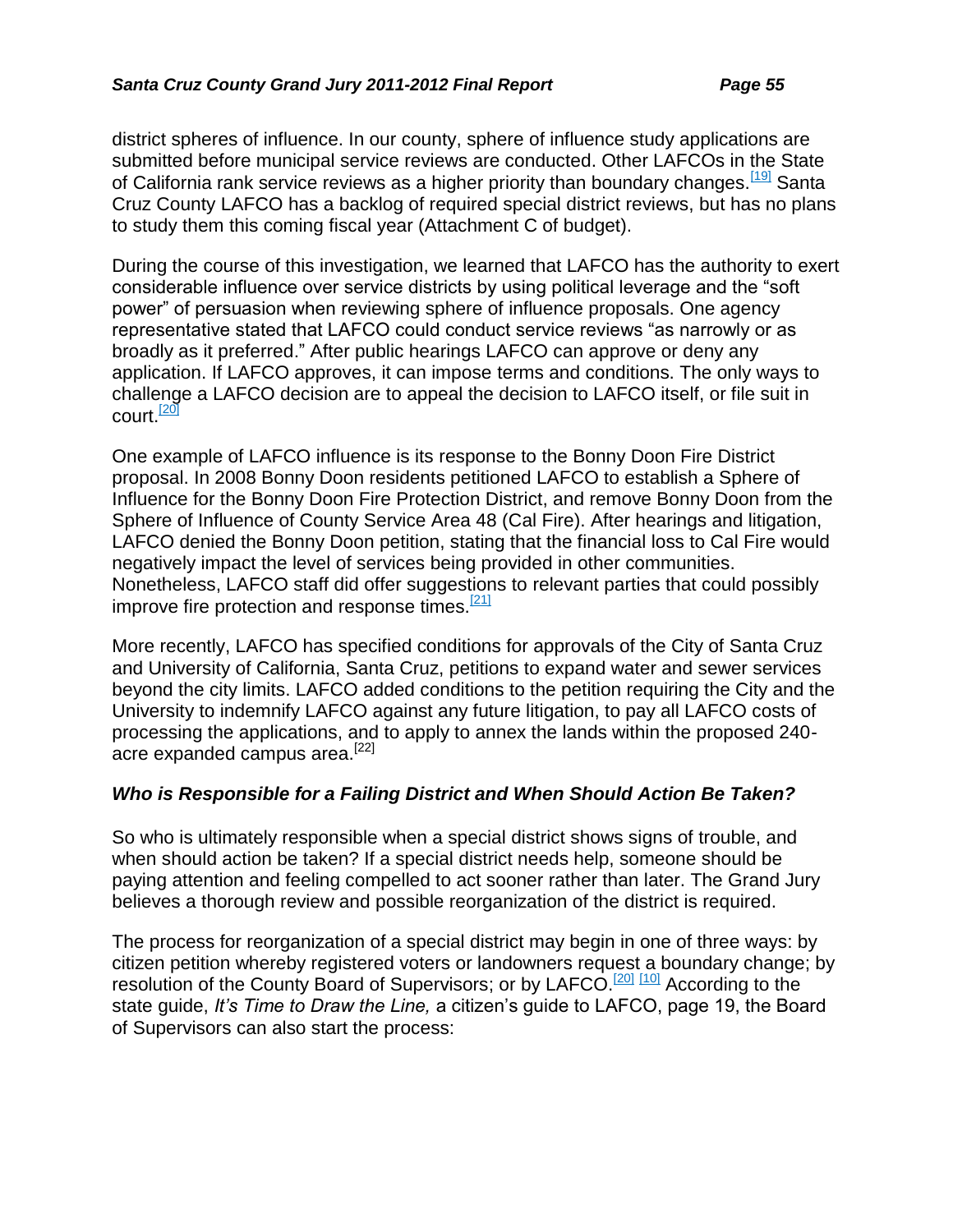district spheres of influence. In our county, sphere of influence study applications are submitted before municipal service reviews are conducted. Other LAFCOs in the State of California rank service reviews as a higher priority than boundary changes.[19] Santa Cruz County LAFCO has a backlog of required special district reviews, but has no plans to study them this coming fiscal year (Attachment C of budget).

During the course of this investigation, we learned that LAFCO has the authority to exert considerable influence over service districts by using political leverage and the "soft power" of persuasion when reviewing sphere of influence proposals. One agency representative stated that LAFCO could conduct service reviews "as narrowly or as broadly as it preferred." After public hearings LAFCO can approve or deny any application. If LAFCO approves, it can impose terms and conditions. The only ways to challenge a LAFCO decision are to appeal the decision to LAFCO itself, or file suit in court.[20]

One example of LAFCO influence is its response to the Bonny Doon Fire District proposal. In 2008 Bonny Doon residents petitioned LAFCO to establish a Sphere of Influence for the Bonny Doon Fire Protection District, and remove Bonny Doon from the Sphere of Influence of County Service Area 48 (Cal Fire). After hearings and litigation, LAFCO denied the Bonny Doon petition, stating that the financial loss to Cal Fire would negatively impact the level of services being provided in other communities. Nonetheless, LAFCO staff did offer suggestions to relevant parties that could possibly improve fire protection and response times.[21]

More recently, LAFCO has specified conditions for approvals of the City of Santa Cruz and University of California, Santa Cruz, petitions to expand water and sewer services beyond the city limits. LAFCO added conditions to the petition requiring the City and the University to indemnify LAFCO against any future litigation, to pay all LAFCO costs of processing the applications, and to apply to annex the lands within the proposed 240-acre expanded campus area.[22]

### *Who is Responsible for a Failing District and When Should Action Be Taken?*

So who is ultimately responsible when a special district shows signs of trouble, and when should action be taken? If a special district needs help, someone should be paying attention and feeling compelled to act sooner rather than later. The Grand Jury believes a thorough review and possible reorganization of the district is required.

The process for reorganization of a special district may begin in one of three ways: by citizen petition whereby registered voters or landowners request a boundary change; by resolution of the County Board of Supervisors; or by LAFCO.[20] [10] According to the state guide, *It's Time to Draw the Line,* a citizen's guide to LAFCO, page 19, the Board of Supervisors can also start the process: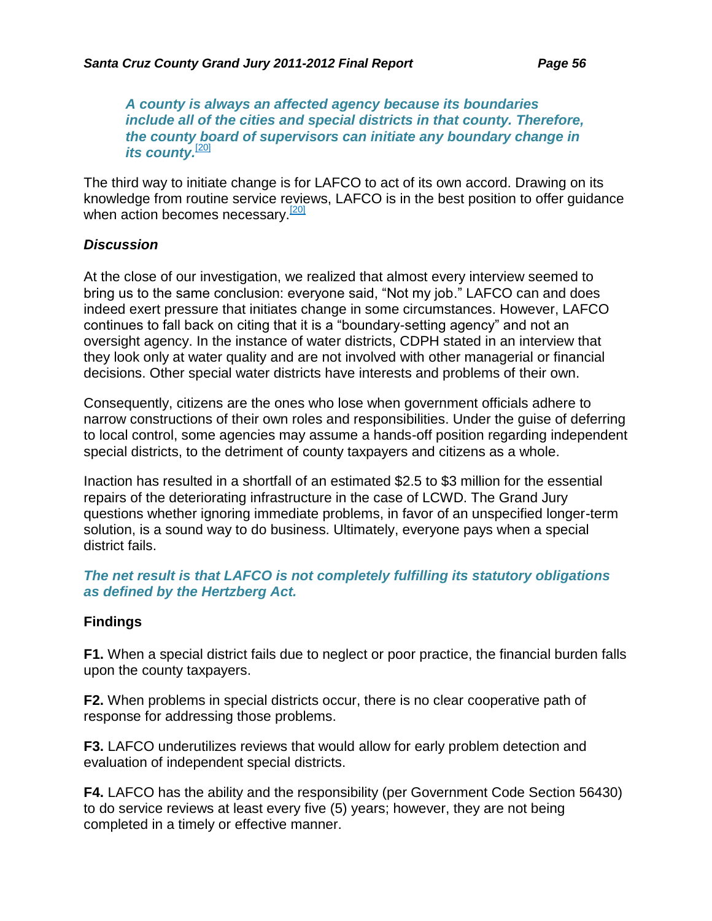> ***A county is always an affected agency because its boundaries include all of the cities and special districts in that county. Therefore, the county board of supervisors can initiate any boundary change in its county.***[20]

The third way to initiate change is for LAFCO to act of its own accord. Drawing on its knowledge from routine service reviews, LAFCO is in the best position to offer guidance when action becomes necessary.[20]

### *Discussion*

At the close of our investigation, we realized that almost every interview seemed to bring us to the same conclusion: everyone said, “Not my job.” LAFCO can and does indeed exert pressure that initiates change in some circumstances. However, LAFCO continues to fall back on citing that it is a “boundary-setting agency” and not an oversight agency. In the instance of water districts, CDPH stated in an interview that they look only at water quality and are not involved with other managerial or financial decisions. Other special water districts have interests and problems of their own.

Consequently, citizens are the ones who lose when government officials adhere to narrow constructions of their own roles and responsibilities. Under the guise of deferring to local control, some agencies may assume a hands-off position regarding independent special districts, to the detriment of county taxpayers and citizens as a whole.

Inaction has resulted in a shortfall of an estimated $2.5 to $3 million for the essential repairs of the deteriorating infrastructure in the case of LCWD. The Grand Jury questions whether ignoring immediate problems, in favor of an unspecified longer-term solution, is a sound way to do business. Ultimately, everyone pays when a special district fails.

***The net result is that LAFCO is not completely fulfilling its statutory obligations as defined by the Hertzberg Act.***

### Findings

**F1.** When a special district fails due to neglect or poor practice, the financial burden falls upon the county taxpayers.

**F2.** When problems in special districts occur, there is no clear cooperative path of response for addressing those problems.

**F3.** LAFCO underutilizes reviews that would allow for early problem detection and evaluation of independent special districts.

**F4.** LAFCO has the ability and the responsibility (per Government Code Section 56430) to do service reviews at least every five (5) years; however, they are not being completed in a timely or effective manner.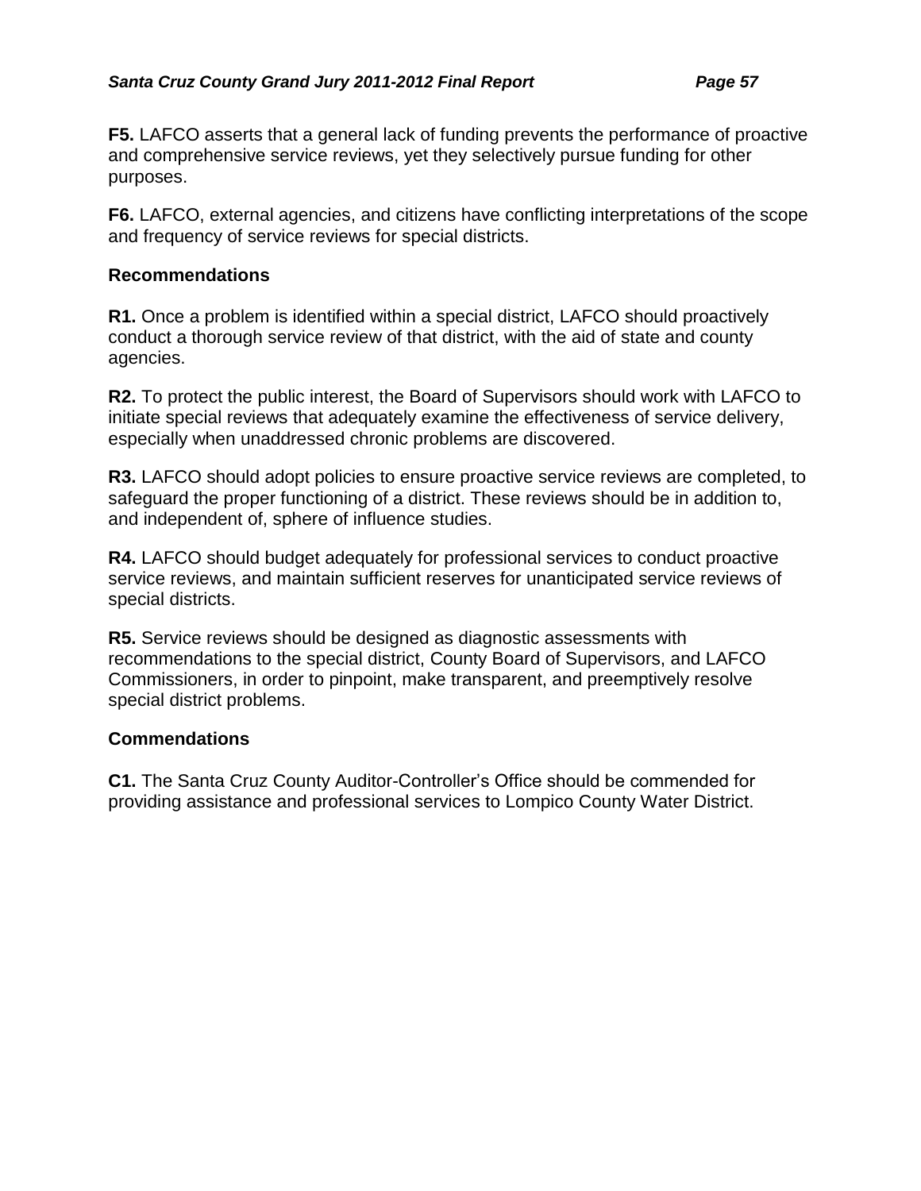**F5.** LAFCO asserts that a general lack of funding prevents the performance of proactive and comprehensive service reviews, yet they selectively pursue funding for other purposes.

**F6.** LAFCO, external agencies, and citizens have conflicting interpretations of the scope and frequency of service reviews for special districts.

### Recommendations

**R1.** Once a problem is identified within a special district, LAFCO should proactively conduct a thorough service review of that district, with the aid of state and county agencies.

**R2.** To protect the public interest, the Board of Supervisors should work with LAFCO to initiate special reviews that adequately examine the effectiveness of service delivery, especially when unaddressed chronic problems are discovered.

**R3.** LAFCO should adopt policies to ensure proactive service reviews are completed, to safeguard the proper functioning of a district. These reviews should be in addition to, and independent of, sphere of influence studies.

**R4.** LAFCO should budget adequately for professional services to conduct proactive service reviews, and maintain sufficient reserves for unanticipated service reviews of special districts.

**R5.** Service reviews should be designed as diagnostic assessments with recommendations to the special district, County Board of Supervisors, and LAFCO Commissioners, in order to pinpoint, make transparent, and preemptively resolve special district problems.

### Commendations

**C1.** The Santa Cruz County Auditor-Controller's Office should be commended for providing assistance and professional services to Lompico County Water District.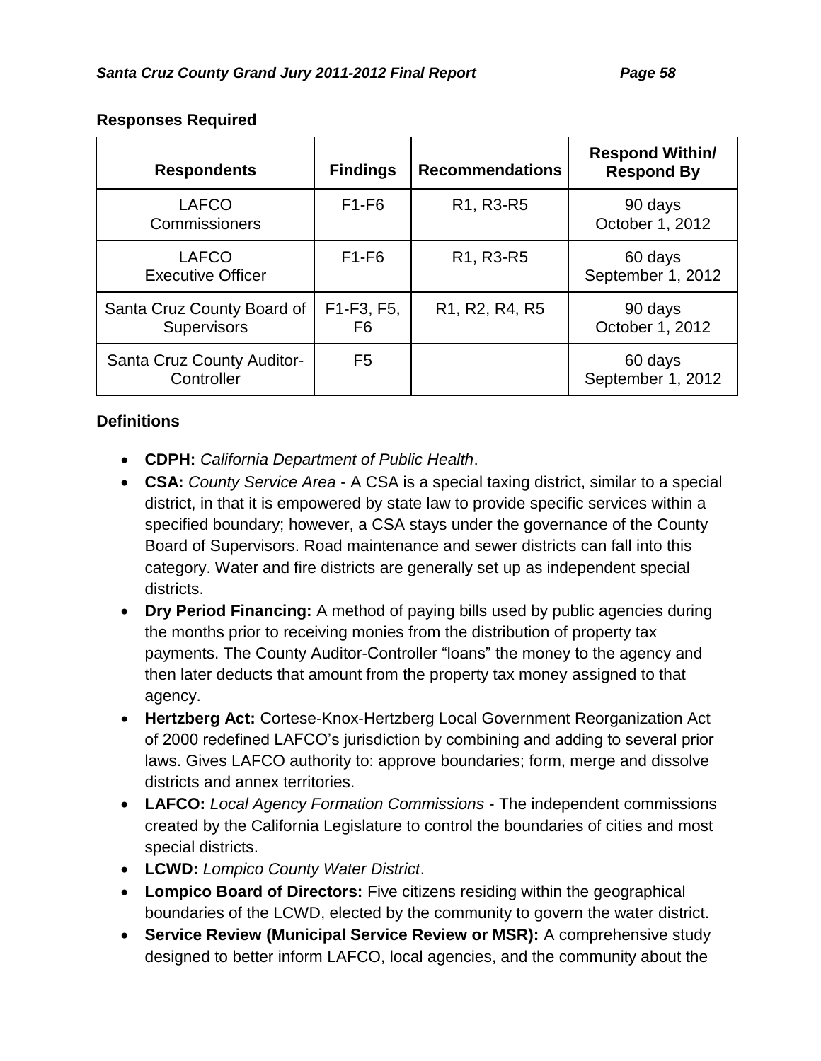**Responses Required**

| Respondents | Findings | Recommendations | Respond Within/ Respond By |
|---|---|---|---|
| LAFCO Commissioners | F1-F6 | R1, R3-R5 | 90 days October 1, 2012 |
| LAFCO Executive Officer | F1-F6 | R1, R3-R5 | 60 days September 1, 2012 |
| Santa Cruz County Board of Supervisors | F1-F3, F5, F6 | R1, R2, R4, R5 | 90 days October 1, 2012 |
| Santa Cruz County Auditor-Controller | F5 | | 60 days September 1, 2012 |

**Definitions**

- **CDPH:** *California Department of Public Health*.
- **CSA:** *County Service Area* - A CSA is a special taxing district, similar to a special district, in that it is empowered by state law to provide specific services within a specified boundary; however, a CSA stays under the governance of the County Board of Supervisors. Road maintenance and sewer districts can fall into this category. Water and fire districts are generally set up as independent special districts.
- **Dry Period Financing:** A method of paying bills used by public agencies during the months prior to receiving monies from the distribution of property tax payments. The County Auditor-Controller "loans" the money to the agency and then later deducts that amount from the property tax money assigned to that agency.
- **Hertzberg Act:** Cortese-Knox-Hertzberg Local Government Reorganization Act of 2000 redefined LAFCO's jurisdiction by combining and adding to several prior laws. Gives LAFCO authority to: approve boundaries; form, merge and dissolve districts and annex territories.
- **LAFCO:** *Local Agency Formation Commissions* - The independent commissions created by the California Legislature to control the boundaries of cities and most special districts.
- **LCWD:** *Lompico County Water District*.
- **Lompico Board of Directors:** Five citizens residing within the geographical boundaries of the LCWD, elected by the community to govern the water district.
- **Service Review (Municipal Service Review or MSR):** A comprehensive study designed to better inform LAFCO, local agencies, and the community about the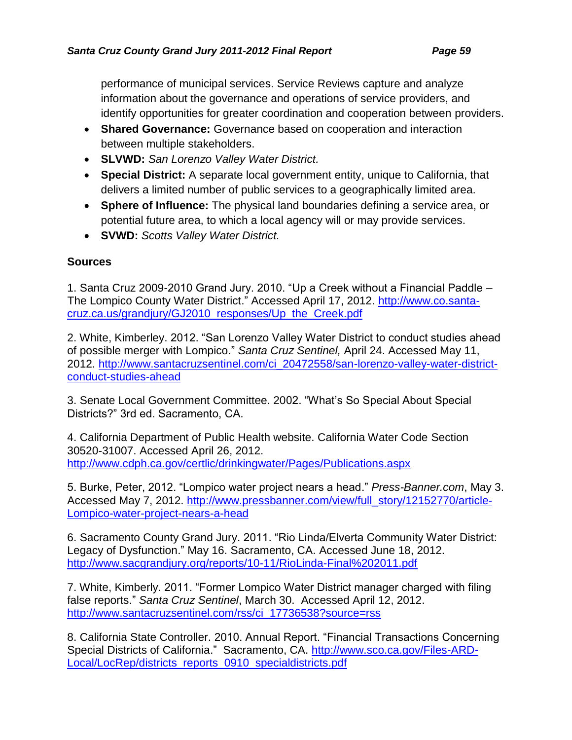performance of municipal services. Service Reviews capture and analyze information about the governance and operations of service providers, and identify opportunities for greater coordination and cooperation between providers.

- **Shared Governance:** Governance based on cooperation and interaction between multiple stakeholders.
- **SLVWD:** *San Lorenzo Valley Water District.*
- **Special District:** A separate local government entity, unique to California, that delivers a limited number of public services to a geographically limited area.
- **Sphere of Influence:** The physical land boundaries defining a service area, or potential future area, to which a local agency will or may provide services.
- **SVWD:** *Scotts Valley Water District.*

## Sources

1. Santa Cruz 2009-2010 Grand Jury. 2010. "Up a Creek without a Financial Paddle – The Lompico County Water District." Accessed April 17, 2012. [http://www.co.santa-cruz.ca.us/grandjury/GJ2010_responses/Up_the_Creek.pdf](http://www.co.santa-cruz.ca.us/grandjury/GJ2010_responses/Up_the_Creek.pdf)

2. White, Kimberley. 2012. "San Lorenzo Valley Water District to conduct studies ahead of possible merger with Lompico." *Santa Cruz Sentinel,* April 24. Accessed May 11, 2012. [http://www.santacruzsentinel.com/ci_20472558/san-lorenzo-valley-water-district-conduct-studies-ahead](http://www.santacruzsentinel.com/ci_20472558/san-lorenzo-valley-water-district-conduct-studies-ahead)

3. Senate Local Government Committee. 2002. "What's So Special About Special Districts?" 3rd ed. Sacramento, CA.

4. California Department of Public Health website. California Water Code Section 30520-31007. Accessed April 26, 2012. [http://www.cdph.ca.gov/certlic/drinkingwater/Pages/Publications.aspx](http://www.cdph.ca.gov/certlic/drinkingwater/Pages/Publications.aspx)

5. Burke, Peter, 2012. "Lompico water project nears a head." *Press-Banner.com*, May 3. Accessed May 7, 2012. [http://www.pressbanner.com/view/full_story/12152770/article-Lompico-water-project-nears-a-head](http://www.pressbanner.com/view/full_story/12152770/article-Lompico-water-project-nears-a-head)

6. Sacramento County Grand Jury. 2011. "Rio Linda/Elverta Community Water District: Legacy of Dysfunction." May 16. Sacramento, CA. Accessed June 18, 2012. [http://www.sacgrandjury.org/reports/10-11/RioLinda-Final%202011.pdf](http://www.sacgrandjury.org/reports/10-11/RioLinda-Final%202011.pdf)

7. White, Kimberly. 2011. "Former Lompico Water District manager charged with filing false reports." *Santa Cruz Sentinel*, March 30. Accessed April 12, 2012. [http://www.santacruzsentinel.com/rss/ci_17736538?source=rss](http://www.santacruzsentinel.com/rss/ci_17736538?source=rss)

8. California State Controller. 2010. Annual Report. "Financial Transactions Concerning Special Districts of California." Sacramento, CA. [http://www.sco.ca.gov/Files-ARD-Local/LocRep/districts_reports_0910_specialdistricts.pdf](http://www.sco.ca.gov/Files-ARD-Local/LocRep/districts_reports_0910_specialdistricts.pdf)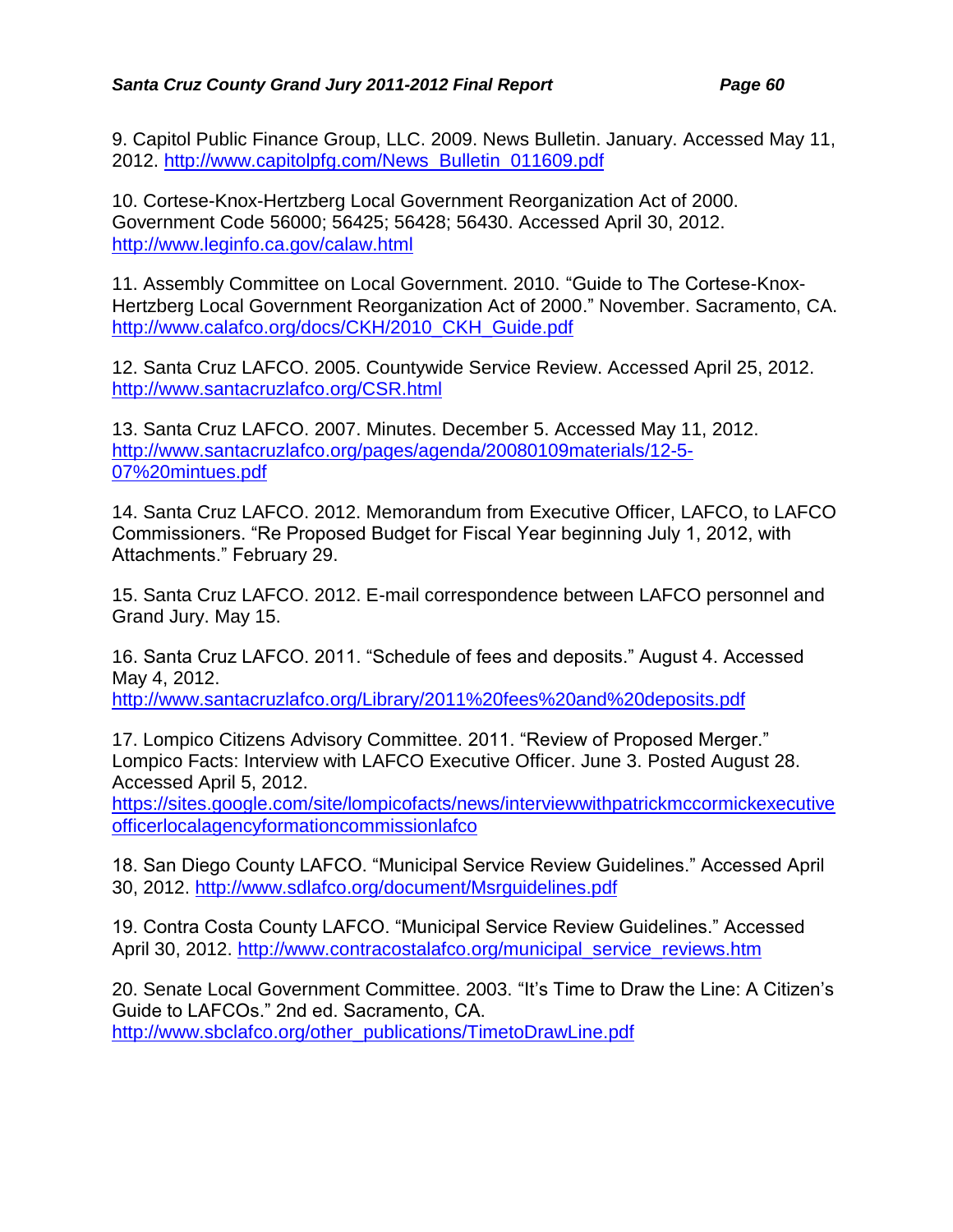9. Capitol Public Finance Group, LLC. 2009. News Bulletin. January. Accessed May 11, 2012. http://www.capitolpfg.com/News_Bulletin_011609.pdf

10. Cortese-Knox-Hertzberg Local Government Reorganization Act of 2000. Government Code 56000; 56425; 56428; 56430. Accessed April 30, 2012. http://www.leginfo.ca.gov/calaw.html

11. Assembly Committee on Local Government. 2010. "Guide to The Cortese-Knox-Hertzberg Local Government Reorganization Act of 2000." November. Sacramento, CA. http://www.calafco.org/docs/CKH/2010_CKH_Guide.pdf

12. Santa Cruz LAFCO. 2005. Countywide Service Review. Accessed April 25, 2012. http://www.santacruzlafco.org/CSR.html

13. Santa Cruz LAFCO. 2007. Minutes. December 5. Accessed May 11, 2012. http://www.santacruzlafco.org/pages/agenda/20080109materials/12-5-07%20mintues.pdf

14. Santa Cruz LAFCO. 2012. Memorandum from Executive Officer, LAFCO, to LAFCO Commissioners. "Re Proposed Budget for Fiscal Year beginning July 1, 2012, with Attachments." February 29.

15. Santa Cruz LAFCO. 2012. E-mail correspondence between LAFCO personnel and Grand Jury. May 15.

16. Santa Cruz LAFCO. 2011. "Schedule of fees and deposits." August 4. Accessed May 4, 2012. http://www.santacruzlafco.org/Library/2011%20fees%20and%20deposits.pdf

17. Lompico Citizens Advisory Committee. 2011. "Review of Proposed Merger." Lompico Facts: Interview with LAFCO Executive Officer. June 3. Posted August 28. Accessed April 5, 2012. https://sites.google.com/site/lompicofacts/news/interviewwithpatrickmccormickexecutiveofficerlocalagencyformationcommissionlafco

18. San Diego County LAFCO. "Municipal Service Review Guidelines." Accessed April 30, 2012. http://www.sdlafco.org/document/Msrguidelines.pdf

19. Contra Costa County LAFCO. "Municipal Service Review Guidelines." Accessed April 30, 2012. http://www.contracostalafco.org/municipal_service_reviews.htm

20. Senate Local Government Committee. 2003. "It's Time to Draw the Line: A Citizen's Guide to LAFCOs." 2nd ed. Sacramento, CA. http://www.sbclafco.org/other_publications/TimetoDrawLine.pdf